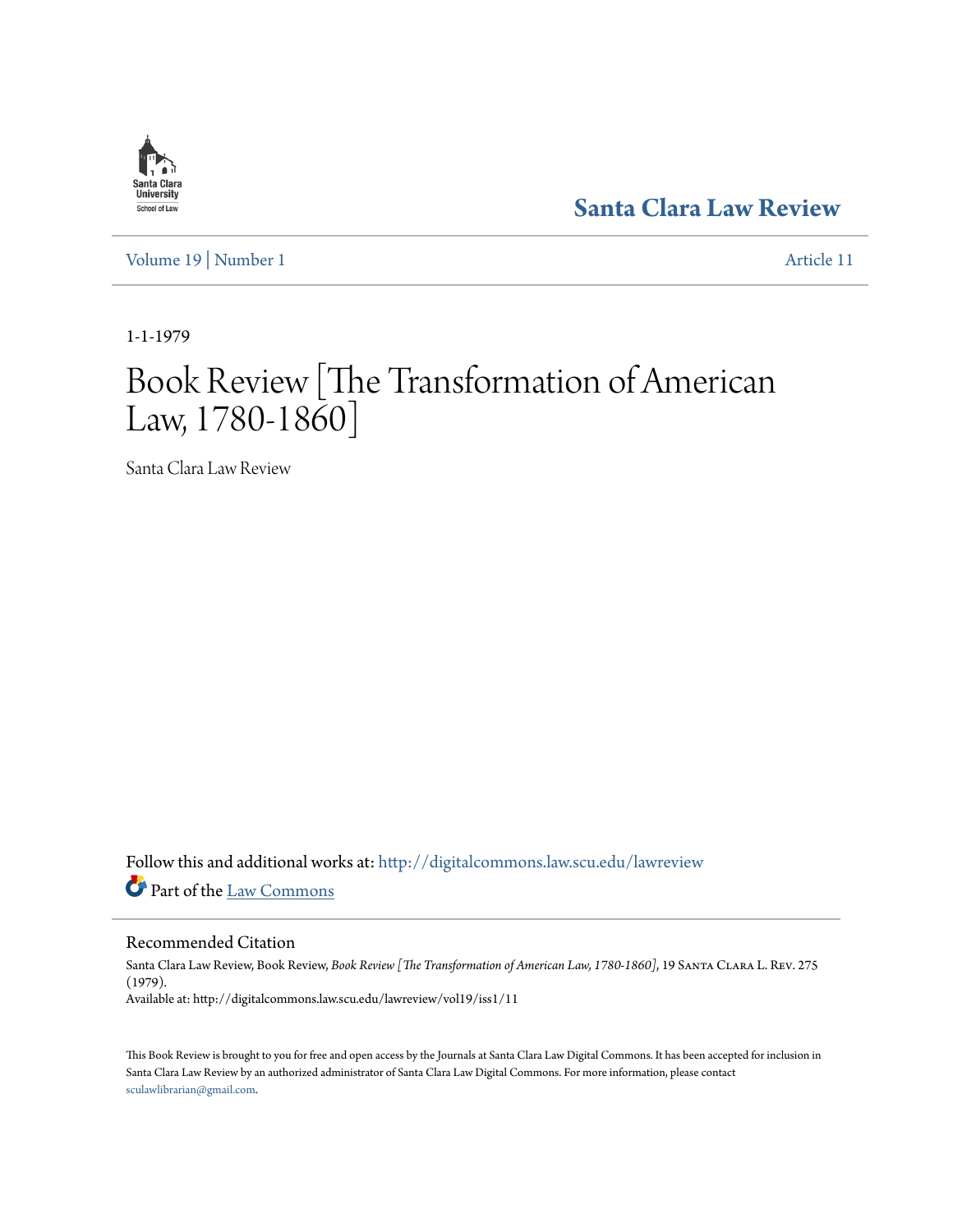Santa Clara Law Review

Volume 19 | Number 1 Article 11

1-1-1979

# Book Review [The Transformation of American Law, 1780-1860]

Santa Clara Law Review

Follow this and additional works at: http://digitalcommons.law.scu.edu/lawreview

Part of the Law Commons

## Recommended Citation

Santa Clara Law Review, Book Review, *Book Review [The Transformation of American Law, 1780-1860]*, 19 Santa Clara L. Rev. 275 (1979).
Available at: http://digitalcommons.law.scu.edu/lawreview/vol19/iss1/11

This Book Review is brought to you for free and open access by the Journals at Santa Clara Law Digital Commons. It has been accepted for inclusion in Santa Clara Law Review by an authorized administrator of Santa Clara Law Digital Commons. For more information, please contact sculawlibrarian@gmail.com.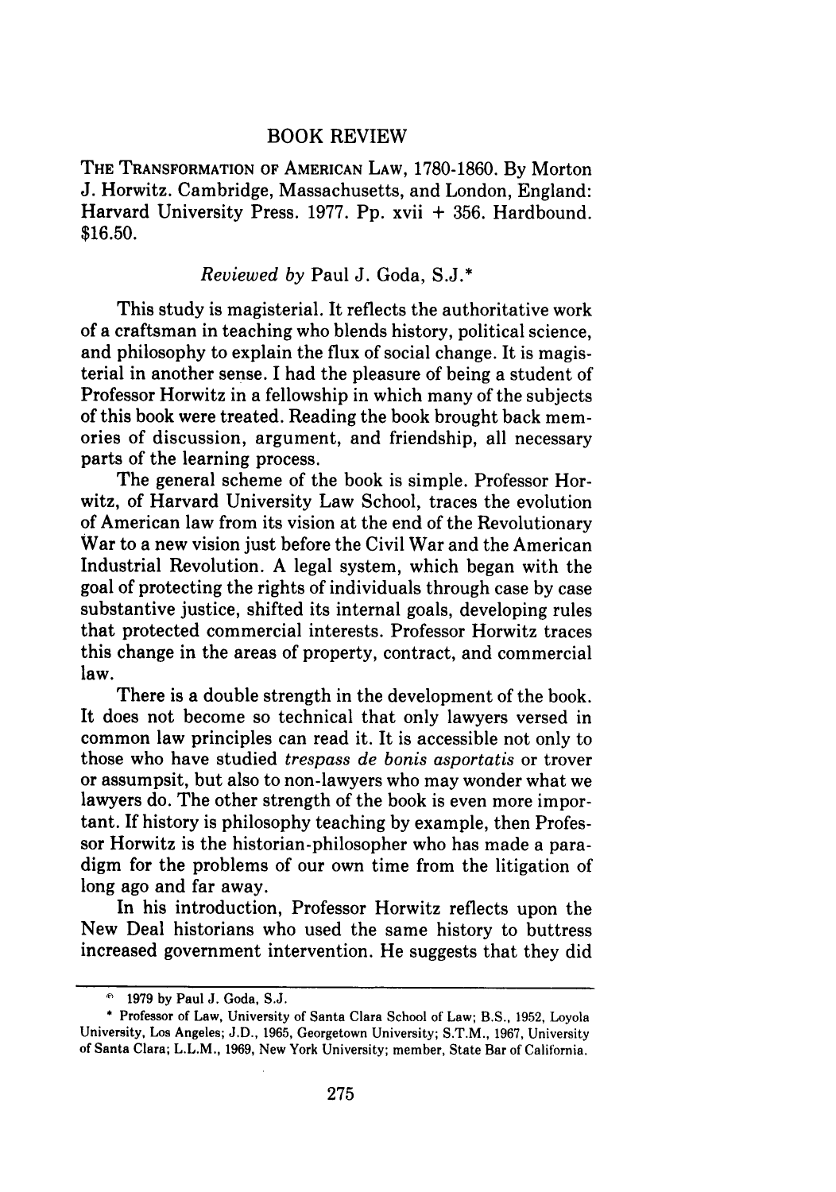# BOOK REVIEW

THE TRANSFORMATION OF AMERICAN LAW, 1780-1860. By Morton J. Horwitz. Cambridge, Massachusetts, and London, England: Harvard University Press. 1977. Pp. xvii + 356. Hardbound. $16.50.

*Reviewed by* Paul J. Goda, S.J.*

This study is magisterial. It reflects the authoritative work of a craftsman in teaching who blends history, political science, and philosophy to explain the flux of social change. It is magisterial in another sense. I had the pleasure of being a student of Professor Horwitz in a fellowship in which many of the subjects of this book were treated. Reading the book brought back memories of discussion, argument, and friendship, all necessary parts of the learning process.

The general scheme of the book is simple. Professor Horwitz, of Harvard University Law School, traces the evolution of American law from its vision at the end of the Revolutionary War to a new vision just before the Civil War and the American Industrial Revolution. A legal system, which began with the goal of protecting the rights of individuals through case by case substantive justice, shifted its internal goals, developing rules that protected commercial interests. Professor Horwitz traces this change in the areas of property, contract, and commercial law.

There is a double strength in the development of the book. It does not become so technical that only lawyers versed in common law principles can read it. It is accessible not only to those who have studied *trespass de bonis asportatis* or trover or assumpsit, but also to non-lawyers who may wonder what we lawyers do. The other strength of the book is even more important. If history is philosophy teaching by example, then Professor Horwitz is the historian-philosopher who has made a paradigm for the problems of our own time from the litigation of long ago and far away.

In his introduction, Professor Horwitz reflects upon the New Deal historians who used the same history to buttress increased government intervention. He suggests that they did

---

© 1979 by Paul J. Goda, S.J.

\* Professor of Law, University of Santa Clara School of Law; B.S., 1952, Loyola University, Los Angeles; J.D., 1965, Georgetown University; S.T.M., 1967, University of Santa Clara; L.L.M., 1969, New York University; member, State Bar of California.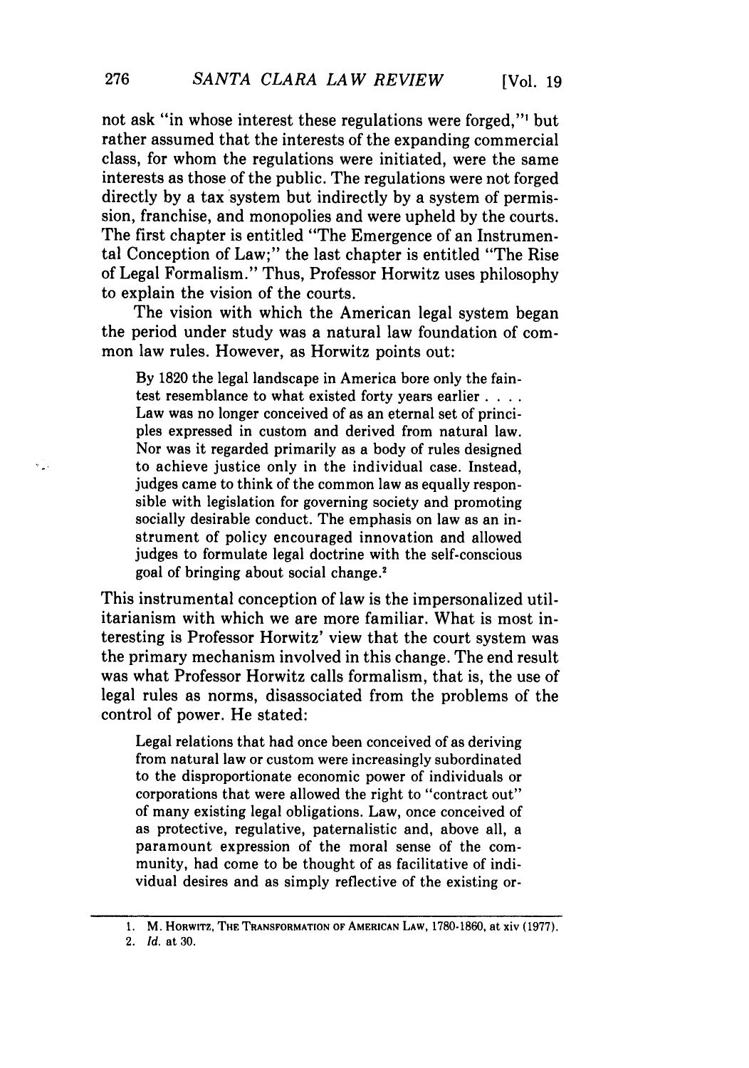not ask "in whose interest these regulations were forged,"[1] but rather assumed that the interests of the expanding commercial class, for whom the regulations were initiated, were the same interests as those of the public. The regulations were not forged directly by a tax system but indirectly by a system of permission, franchise, and monopolies and were upheld by the courts. The first chapter is entitled "The Emergence of an Instrumental Conception of Law;" the last chapter is entitled "The Rise of Legal Formalism." Thus, Professor Horwitz uses philosophy to explain the vision of the courts.

The vision with which the American legal system began the period under study was a natural law foundation of common law rules. However, as Horwitz points out:

> By 1820 the legal landscape in America bore only the faintest resemblance to what existed forty years earlier . . . . Law was no longer conceived of as an eternal set of principles expressed in custom and derived from natural law. Nor was it regarded primarily as a body of rules designed to achieve justice only in the individual case. Instead, judges came to think of the common law as equally responsible with legislation for governing society and promoting socially desirable conduct. The emphasis on law as an instrument of policy encouraged innovation and allowed judges to formulate legal doctrine with the self-conscious goal of bringing about social change.[2]

This instrumental conception of law is the impersonalized utilitarianism with which we are more familiar. What is most interesting is Professor Horwitz' view that the court system was the primary mechanism involved in this change. The end result was what Professor Horwitz calls formalism, that is, the use of legal rules as norms, disassociated from the problems of the control of power. He stated:

> Legal relations that had once been conceived of as deriving from natural law or custom were increasingly subordinated to the disproportionate economic power of individuals or corporations that were allowed the right to "contract out" of many existing legal obligations. Law, once conceived of as protective, regulative, paternalistic and, above all, a paramount expression of the moral sense of the community, had come to be thought of as facilitative of individual desires and as simply reflective of the existing or-

---

1. M. HORWITZ, THE TRANSFORMATION OF AMERICAN LAW, 1780-1860, at xiv (1977).
2. *Id.* at 30.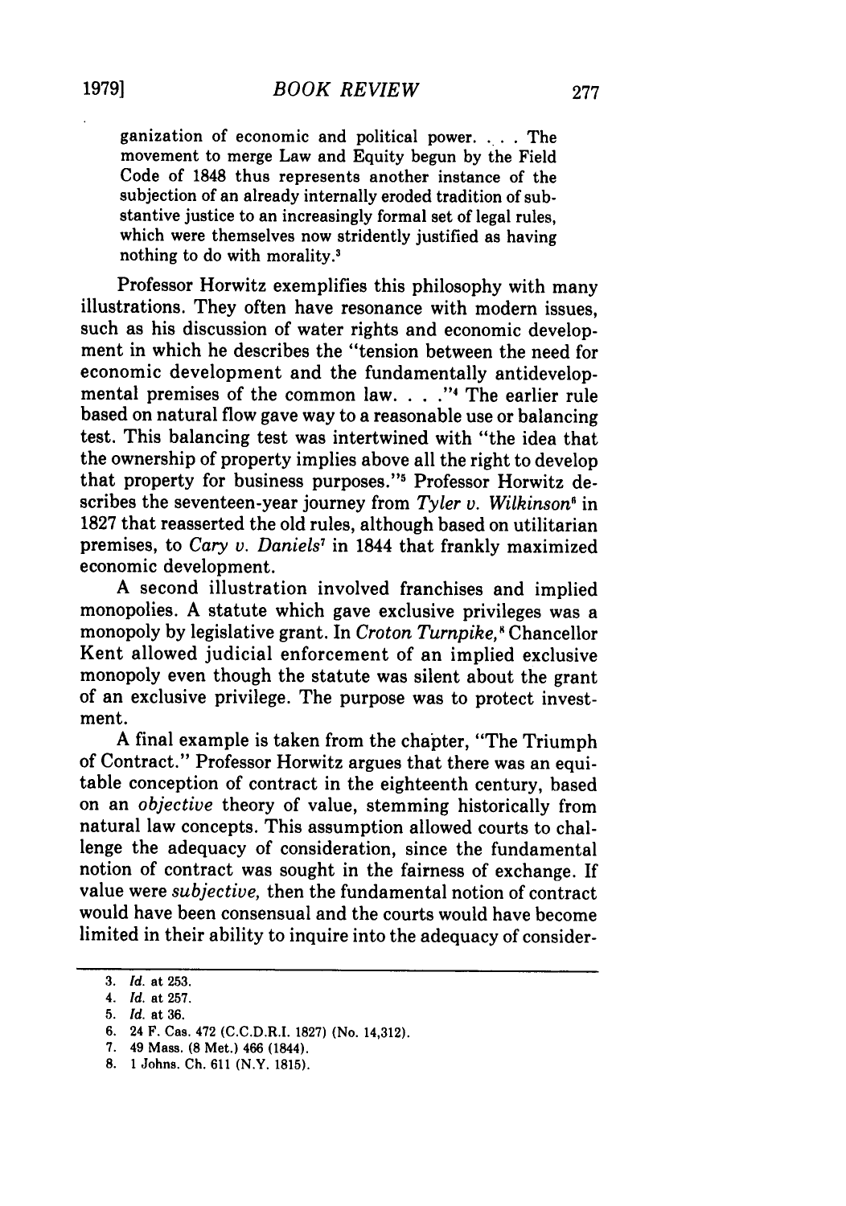ganization of economic and political power. . . . The movement to merge Law and Equity begun by the Field Code of 1848 thus represents another instance of the subjection of an already internally eroded tradition of substantive justice to an increasingly formal set of legal rules, which were themselves now stridently justified as having nothing to do with morality.[3]

Professor Horwitz exemplifies this philosophy with many illustrations. They often have resonance with modern issues, such as his discussion of water rights and economic development in which he describes the "tension between the need for economic development and the fundamentally antidevelopmental premises of the common law. . . ."[4] The earlier rule based on natural flow gave way to a reasonable use or balancing test. This balancing test was intertwined with "the idea that the ownership of property implies above all the right to develop that property for business purposes."[5] Professor Horwitz describes the seventeen-year journey from *Tyler v. Wilkinson*[6] in 1827 that reasserted the old rules, although based on utilitarian premises, to *Cary v. Daniels*[7] in 1844 that frankly maximized economic development.

A second illustration involved franchises and implied monopolies. A statute which gave exclusive privileges was a monopoly by legislative grant. In *Croton Turnpike*,[8] Chancellor Kent allowed judicial enforcement of an implied exclusive monopoly even though the statute was silent about the grant of an exclusive privilege. The purpose was to protect investment.

A final example is taken from the chapter, "The Triumph of Contract." Professor Horwitz argues that there was an equitable conception of contract in the eighteenth century, based on an *objective* theory of value, stemming historically from natural law concepts. This assumption allowed courts to challenge the adequacy of consideration, since the fundamental notion of contract was sought in the fairness of exchange. If value were *subjective*, then the fundamental notion of contract would have been consensual and the courts would have become limited in their ability to inquire into the adequacy of consider-

---

3. *Id.* at 253.
4. *Id.* at 257.
5. *Id.* at 36.
6. 24 F. Cas. 472 (C.C.D.R.I. 1827) (No. 14,312).
7. 49 Mass. (8 Met.) 466 (1844).
8. 1 Johns. Ch. 611 (N.Y. 1815).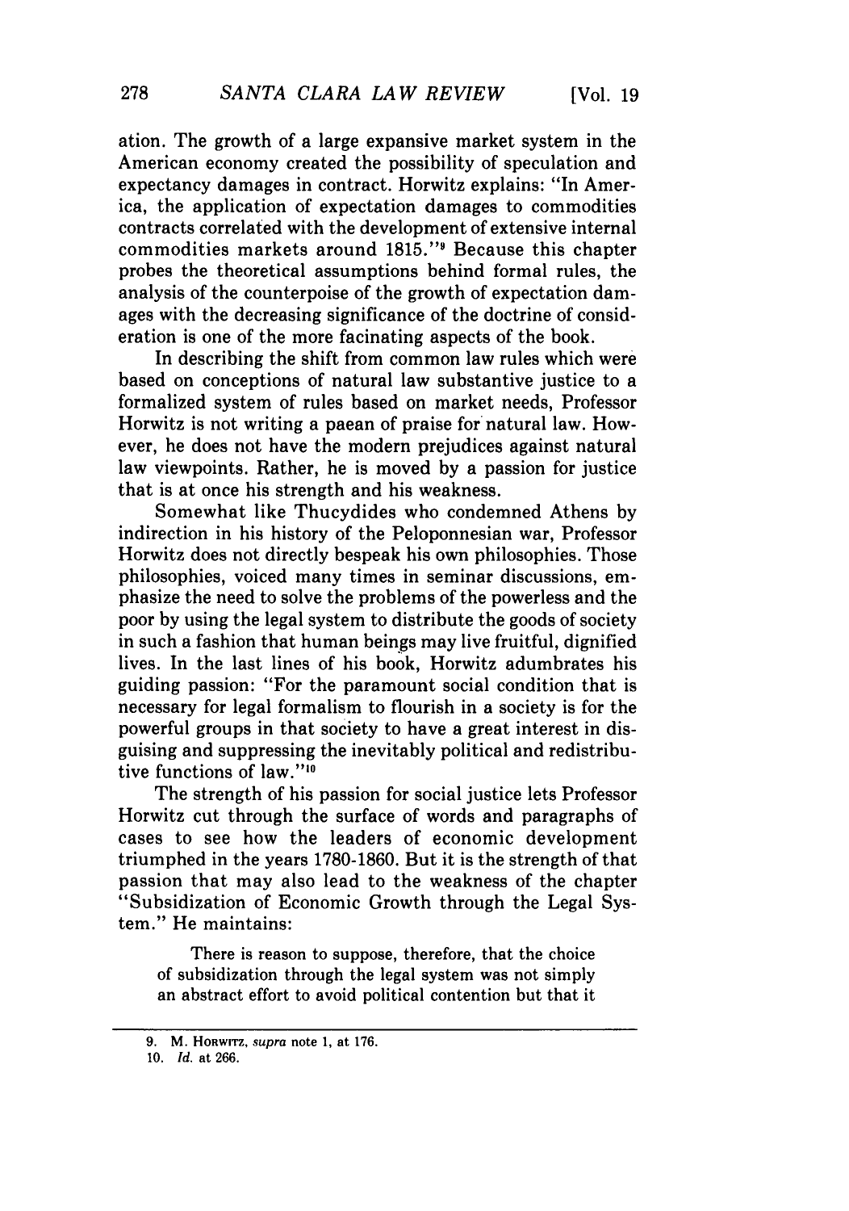ation. The growth of a large expansive market system in the American economy created the possibility of speculation and expectancy damages in contract. Horwitz explains: "In America, the application of expectation damages to commodities contracts correlated with the development of extensive internal commodities markets around 1815."[9] Because this chapter probes the theoretical assumptions behind formal rules, the analysis of the counterpoise of the growth of expectation damages with the decreasing significance of the doctrine of consideration is one of the more facinating aspects of the book.

In describing the shift from common law rules which were based on conceptions of natural law substantive justice to a formalized system of rules based on market needs, Professor Horwitz is not writing a paean of praise for natural law. However, he does not have the modern prejudices against natural law viewpoints. Rather, he is moved by a passion for justice that is at once his strength and his weakness.

Somewhat like Thucydides who condemned Athens by indirection in his history of the Peloponnesian war, Professor Horwitz does not directly bespeak his own philosophies. Those philosophies, voiced many times in seminar discussions, emphasize the need to solve the problems of the powerless and the poor by using the legal system to distribute the goods of society in such a fashion that human beings may live fruitful, dignified lives. In the last lines of his book, Horwitz adumbrates his guiding passion: "For the paramount social condition that is necessary for legal formalism to flourish in a society is for the powerful groups in that society to have a great interest in disguising and suppressing the inevitably political and redistributive functions of law."[10]

The strength of his passion for social justice lets Professor Horwitz cut through the surface of words and paragraphs of cases to see how the leaders of economic development triumphed in the years 1780-1860. But it is the strength of that passion that may also lead to the weakness of the chapter "Subsidization of Economic Growth through the Legal System." He maintains:

> There is reason to suppose, therefore, that the choice of subsidization through the legal system was not simply an abstract effort to avoid political contention but that it

---

9. M. HORWITZ, *supra* note 1, at 176.

10. *Id.* at 266.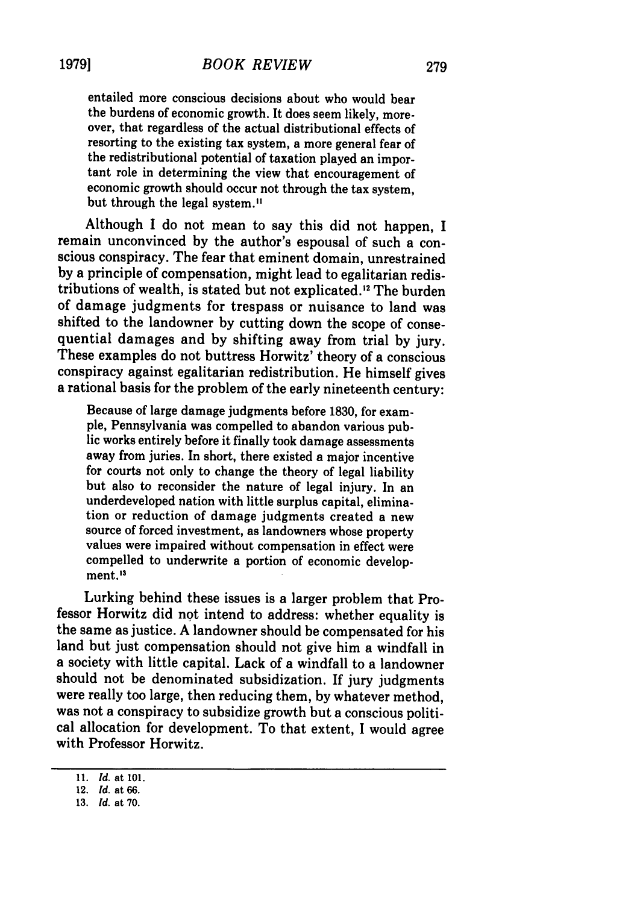> entailed more conscious decisions about who would bear the burdens of economic growth. It does seem likely, moreover, that regardless of the actual distributional effects of resorting to the existing tax system, a more general fear of the redistributional potential of taxation played an important role in determining the view that encouragement of economic growth should occur not through the tax system, but through the legal system.[11]

Although I do not mean to say this did not happen, I remain unconvinced by the author's espousal of such a conscious conspiracy. The fear that eminent domain, unrestrained by a principle of compensation, might lead to egalitarian redistributions of wealth, is stated but not explicated.[12] The burden of damage judgments for trespass or nuisance to land was shifted to the landowner by cutting down the scope of consequential damages and by shifting away from trial by jury. These examples do not buttress Horwitz' theory of a conscious conspiracy against egalitarian redistribution. He himself gives a rational basis for the problem of the early nineteenth century:

> Because of large damage judgments before 1830, for example, Pennsylvania was compelled to abandon various public works entirely before it finally took damage assessments away from juries. In short, there existed a major incentive for courts not only to change the theory of legal liability but also to reconsider the nature of legal injury. In an underdeveloped nation with little surplus capital, elimination or reduction of damage judgments created a new source of forced investment, as landowners whose property values were impaired without compensation in effect were compelled to underwrite a portion of economic development.[13]

Lurking behind these issues is a larger problem that Professor Horwitz did not intend to address: whether equality is the same as justice. A landowner should be compensated for his land but just compensation should not give him a windfall in a society with little capital. Lack of a windfall to a landowner should not be denominated subsidization. If jury judgments were really too large, then reducing them, by whatever method, was not a conspiracy to subsidize growth but a conscious political allocation for development. To that extent, I would agree with Professor Horwitz.

---

11. *Id.* at 101.
12. *Id.* at 66.
13. *Id.* at 70.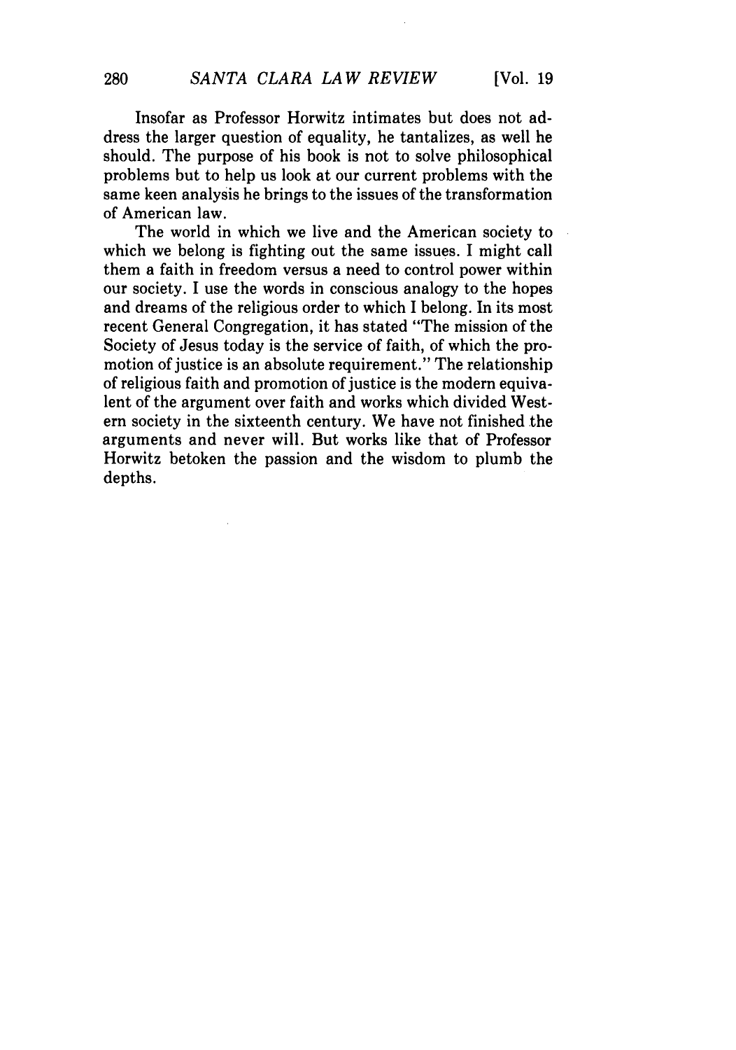Insofar as Professor Horwitz intimates but does not address the larger question of equality, he tantalizes, as well he should. The purpose of his book is not to solve philosophical problems but to help us look at our current problems with the same keen analysis he brings to the issues of the transformation of American law.

The world in which we live and the American society to which we belong is fighting out the same issues. I might call them a faith in freedom versus a need to control power within our society. I use the words in conscious analogy to the hopes and dreams of the religious order to which I belong. In its most recent General Congregation, it has stated "The mission of the Society of Jesus today is the service of faith, of which the promotion of justice is an absolute requirement." The relationship of religious faith and promotion of justice is the modern equivalent of the argument over faith and works which divided Western society in the sixteenth century. We have not finished the arguments and never will. But works like that of Professor Horwitz betoken the passion and the wisdom to plumb the depths.